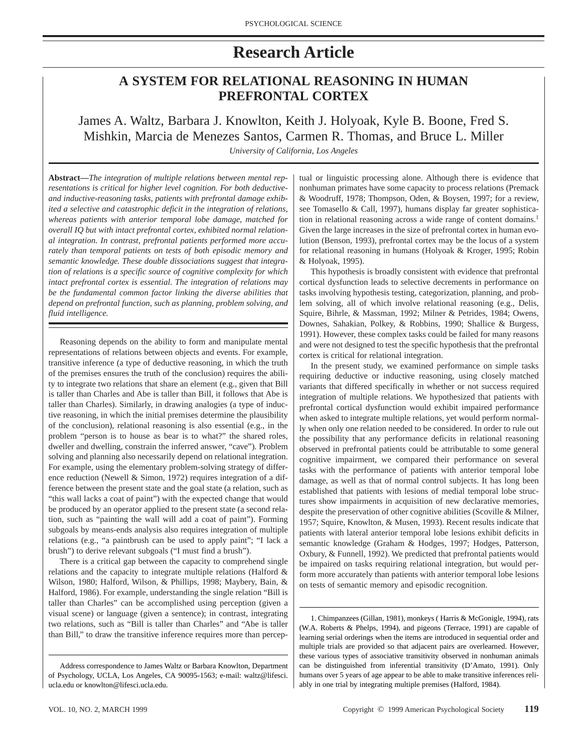# Research Article

## A SYSTEM FOR RELATIONAL REASONING IN HUMAN PREFRONTAL CORTEX

James A. Waltz, Barbara J. Knowlton, Keith J. Holyoak, Kyle B. Boone, Fred S. Mishkin, Marcia de Menezes Santos, Carmen R. Thomas, and Bruce L. Miller

*University of California, Los Angeles*

**Abstract—***The integration of multiple relations between mental representations is critical for higher level cognition. For both deductive- and inductive-reasoning tasks, patients with prefrontal damage exhibited a selective and catastrophic deficit in the integration of relations, whereas patients with anterior temporal lobe damage, matched for overall IQ but with intact prefrontal cortex, exhibited normal relational integration. In contrast, prefrontal patients performed more accurately than temporal patients on tests of both episodic memory and semantic knowledge. These double dissociations suggest that integration of relations is a specific source of cognitive complexity for which intact prefrontal cortex is essential. The integration of relations may be the fundamental common factor linking the diverse abilities that depend on prefrontal function, such as planning, problem solving, and fluid intelligence.*

Reasoning depends on the ability to form and manipulate mental representations of relations between objects and events. For example, transitive inference (a type of deductive reasoning, in which the truth of the premises ensures the truth of the conclusion) requires the ability to integrate two relations that share an element (e.g., given that Bill is taller than Charles and Abe is taller than Bill, it follows that Abe is taller than Charles). Similarly, in drawing analogies (a type of inductive reasoning, in which the initial premises determine the plausibility of the conclusion), relational reasoning is also essential (e.g., in the problem "person is to house as bear is to what?" the shared roles, dweller and dwelling, constrain the inferred answer, "cave"). Problem solving and planning also necessarily depend on relational integration. For example, using the elementary problem-solving strategy of difference reduction (Newell & Simon, 1972) requires integration of a difference between the present state and the goal state (a relation, such as "this wall lacks a coat of paint") with the expected change that would be produced by an operator applied to the present state (a second relation, such as "painting the wall will add a coat of paint"). Forming subgoals by means-ends analysis also requires integration of multiple relations (e.g., "a paintbrush can be used to apply paint"; "I lack a brush") to derive relevant subgoals ("I must find a brush").

There is a critical gap between the capacity to comprehend single relations and the capacity to integrate multiple relations (Halford & Wilson, 1980; Halford, Wilson, & Phillips, 1998; Maybery, Bain, & Halford, 1986). For example, understanding the single relation "Bill is taller than Charles" can be accomplished using perception (given a visual scene) or language (given a sentence); in contrast, integrating two relations, such as "Bill is taller than Charles" and "Abe is taller than Bill," to draw the transitive inference requires more than perceptual or linguistic processing alone. Although there is evidence that nonhuman primates have some capacity to process relations (Premack & Woodruff, 1978; Thompson, Oden, & Boysen, 1997; for a review, see Tomasello & Call, 1997), humans display far greater sophistication in relational reasoning across a wide range of content domains.[1] Given the large increases in the size of prefrontal cortex in human evolution (Benson, 1993), prefrontal cortex may be the locus of a system for relational reasoning in humans (Holyoak & Kroger, 1995; Robin & Holyoak, 1995).

This hypothesis is broadly consistent with evidence that prefrontal cortical dysfunction leads to selective decrements in performance on tasks involving hypothesis testing, categorization, planning, and problem solving, all of which involve relational reasoning (e.g., Delis, Squire, Bihrle, & Massman, 1992; Milner & Petrides, 1984; Owens, Downes, Sahakian, Polkey, & Robbins, 1990; Shallice & Burgess, 1991). However, these complex tasks could be failed for many reasons and were not designed to test the specific hypothesis that the prefrontal cortex is critical for relational integration.

In the present study, we examined performance on simple tasks requiring deductive or inductive reasoning, using closely matched variants that differed specifically in whether or not success required integration of multiple relations. We hypothesized that patients with prefrontal cortical dysfunction would exhibit impaired performance when asked to integrate multiple relations, yet would perform normally when only one relation needed to be considered. In order to rule out the possibility that any performance deficits in relational reasoning observed in prefrontal patients could be attributable to some general cognitive impairment, we compared their performance on several tasks with the performance of patients with anterior temporal lobe damage, as well as that of normal control subjects. It has long been established that patients with lesions of medial temporal lobe structures show impairments in acquisition of new declarative memories, despite the preservation of other cognitive abilities (Scoville & Milner, 1957; Squire, Knowlton, & Musen, 1993). Recent results indicate that patients with lateral anterior temporal lobe lesions exhibit deficits in semantic knowledge (Graham & Hodges, 1997; Hodges, Patterson, Oxbury, & Funnell, 1992). We predicted that prefrontal patients would be impaired on tasks requiring relational integration, but would perform more accurately than patients with anterior temporal lobe lesions on tests of semantic memory and episodic recognition.

---

1. Chimpanzees (Gillan, 1981), monkeys ( Harris & McGonigle, 1994), rats (W.A. Roberts & Phelps, 1994), and pigeons (Terrace, 1991) are capable of learning serial orderings when the items are introduced in sequential order and multiple trials are provided so that adjacent pairs are overlearned. However, these various types of associative transitivity observed in nonhuman animals can be distinguished from inferential transitivity (D'Amato, 1991). Only humans over 5 years of age appear to be able to make transitive inferences reliably in one trial by integrating multiple premises (Halford, 1984).

Address correspondence to James Waltz or Barbara Knowlton, Department of Psychology, UCLA, Los Angeles, CA 90095-1563; e-mail: waltz@lifesci.ucla.edu or knowlton@lifesci.ucla.edu.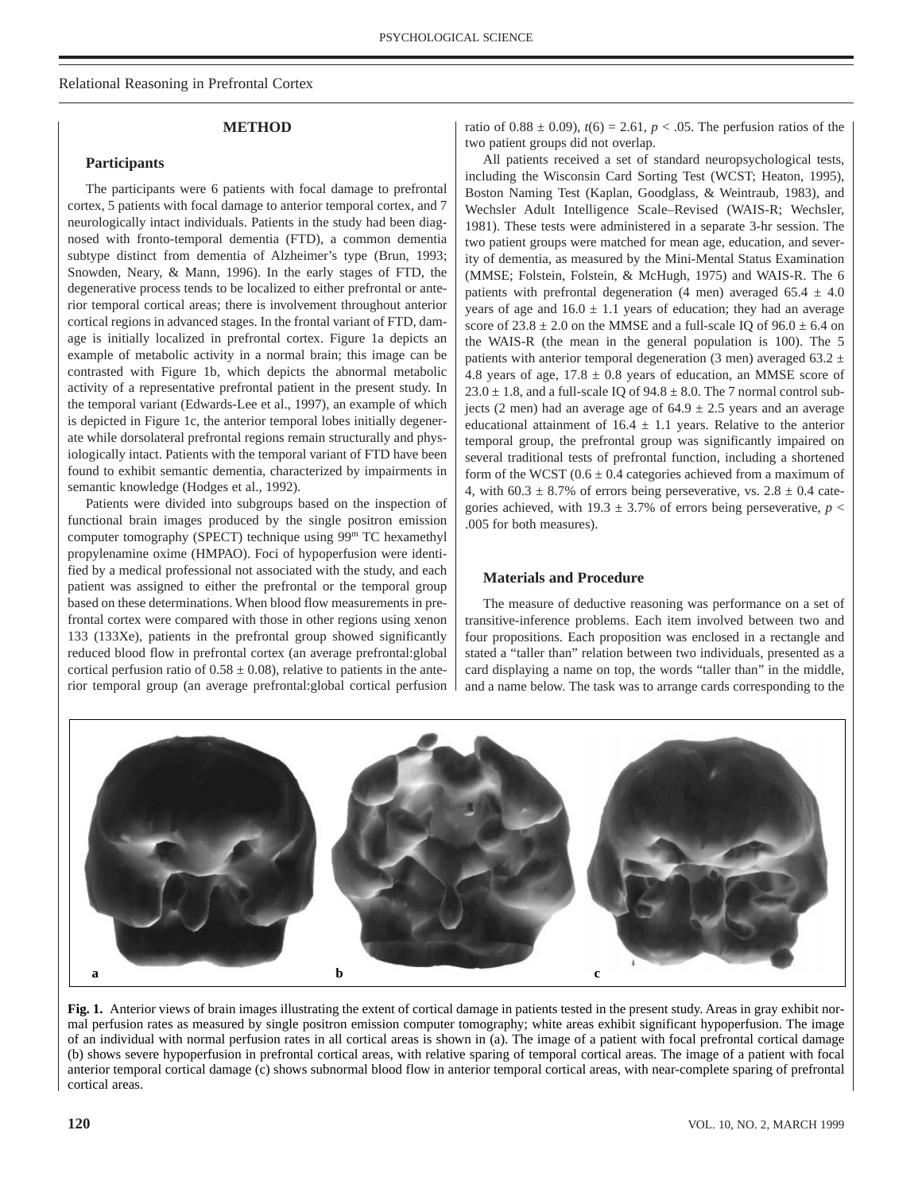## METHOD

### Participants

The participants were 6 patients with focal damage to prefrontal cortex, 5 patients with focal damage to anterior temporal cortex, and 7 neurologically intact individuals. Patients in the study had been diagnosed with fronto-temporal dementia (FTD), a common dementia subtype distinct from dementia of Alzheimer's type (Brun, 1993; Snowden, Neary, & Mann, 1996). In the early stages of FTD, the degenerative process tends to be localized to either prefrontal or anterior temporal cortical areas; there is involvement throughout anterior cortical regions in advanced stages. In the frontal variant of FTD, damage is initially localized in prefrontal cortex. Figure 1a depicts an example of metabolic activity in a normal brain; this image can be contrasted with Figure 1b, which depicts the abnormal metabolic activity of a representative prefrontal patient in the present study. In the temporal variant (Edwards-Lee et al., 1997), an example of which is depicted in Figure 1c, the anterior temporal lobes initially degenerate while dorsolateral prefrontal regions remain structurally and physiologically intact. Patients with the temporal variant of FTD have been found to exhibit semantic dementia, characterized by impairments in semantic knowledge (Hodges et al., 1992).

Patients were divided into subgroups based on the inspection of functional brain images produced by the single positron emission computer tomography (SPECT) technique using $99^m$ TC hexamethyl propylenamine oxime (HMPAO). Foci of hypoperfusion were identified by a medical professional not associated with the study, and each patient was assigned to either the prefrontal or the temporal group based on these determinations. When blood flow measurements in prefrontal cortex were compared with those in other regions using xenon 133 (133Xe), patients in the prefrontal group showed significantly reduced blood flow in prefrontal cortex (an average prefrontal:global cortical perfusion ratio of $0.58 \pm 0.08$), relative to patients in the anterior temporal group (an average prefrontal:global cortical perfusion ratio of $0.88 \pm 0.09$), $t(6) = 2.61$, $p < .05$. The perfusion ratios of the two patient groups did not overlap.

All patients received a set of standard neuropsychological tests, including the Wisconsin Card Sorting Test (WCST; Heaton, 1995), Boston Naming Test (Kaplan, Goodglass, & Weintraub, 1983), and Wechsler Adult Intelligence Scale–Revised (WAIS-R; Wechsler, 1981). These tests were administered in a separate 3-hr session. The two patient groups were matched for mean age, education, and severity of dementia, as measured by the Mini-Mental Status Examination (MMSE; Folstein, Folstein, & McHugh, 1975) and WAIS-R. The 6 patients with prefrontal degeneration (4 men) averaged $65.4 \pm 4.0$ years of age and $16.0 \pm 1.1$ years of education; they had an average score of $23.8 \pm 2.0$ on the MMSE and a full-scale IQ of $96.0 \pm 6.4$ on the WAIS-R (the mean in the general population is 100). The 5 patients with anterior temporal degeneration (3 men) averaged $63.2 \pm 4.8$ years of age, $17.8 \pm 0.8$ years of education, an MMSE score of $23.0 \pm 1.8$, and a full-scale IQ of $94.8 \pm 8.0$. The 7 normal control subjects (2 men) had an average age of $64.9 \pm 2.5$ years and an average educational attainment of $16.4 \pm 1.1$ years. Relative to the anterior temporal group, the prefrontal group was significantly impaired on several traditional tests of prefrontal function, including a shortened form of the WCST ($0.6 \pm 0.4$ categories achieved from a maximum of 4, with $60.3 \pm 8.7$% of errors being perseverative, vs. $2.8 \pm 0.4$ categories achieved, with $19.3 \pm 3.7$% of errors being perseverative, $p < .005$ for both measures).

### Materials and Procedure

The measure of deductive reasoning was performance on a set of transitive-inference problems. Each item involved between two and four propositions. Each proposition was enclosed in a rectangle and stated a "taller than" relation between two individuals, presented as a card displaying a name on top, the words "taller than" in the middle, and a name below. The task was to arrange cards corresponding to the

**Fig. 1.** Anterior views of brain images illustrating the extent of cortical damage in patients tested in the present study. Areas in gray exhibit normal perfusion rates as measured by single positron emission computer tomography; white areas exhibit significant hypoperfusion. The image of an individual with normal perfusion rates in all cortical areas is shown in (a). The image of a patient with focal prefrontal cortical damage (b) shows severe hypoperfusion in prefrontal cortical areas, with relative sparing of temporal cortical areas. The image of a patient with focal anterior temporal cortical damage (c) shows subnormal blood flow in anterior temporal cortical areas, with near-complete sparing of prefrontal cortical areas.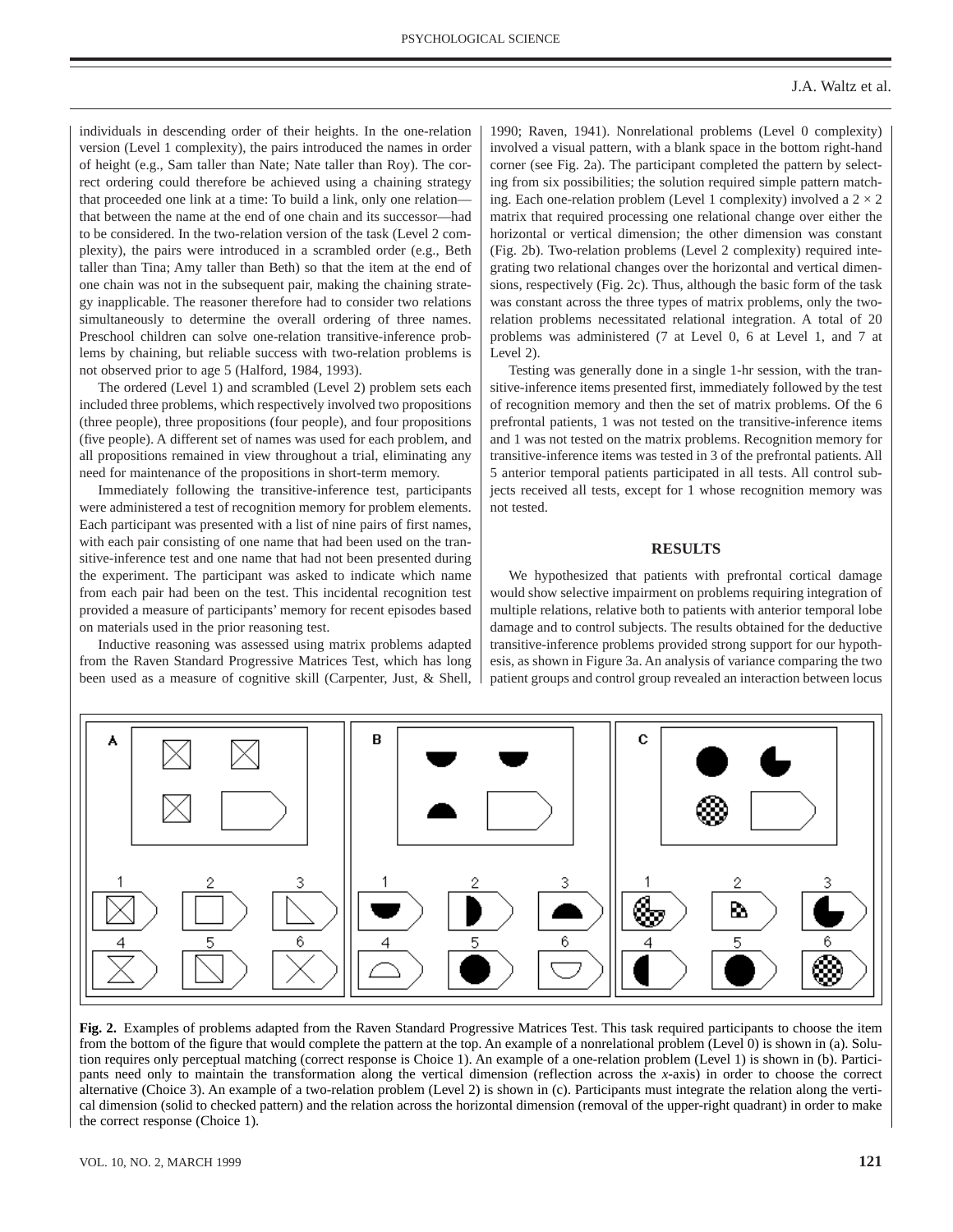individuals in descending order of their heights. In the one-relation version (Level 1 complexity), the pairs introduced the names in order of height (e.g., Sam taller than Nate; Nate taller than Roy). The correct ordering could therefore be achieved using a chaining strategy that proceeded one link at a time: To build a link, only one relation—that between the name at the end of one chain and its successor—had to be considered. In the two-relation version of the task (Level 2 complexity), the pairs were introduced in a scrambled order (e.g., Beth taller than Tina; Amy taller than Beth) so that the item at the end of one chain was not in the subsequent pair, making the chaining strategy inapplicable. The reasoner therefore had to consider two relations simultaneously to determine the overall ordering of three names. Preschool children can solve one-relation transitive-inference problems by chaining, but reliable success with two-relation problems is not observed prior to age 5 (Halford, 1984, 1993).

The ordered (Level 1) and scrambled (Level 2) problem sets each included three problems, which respectively involved two propositions (three people), three propositions (four people), and four propositions (five people). A different set of names was used for each problem, and all propositions remained in view throughout a trial, eliminating any need for maintenance of the propositions in short-term memory.

Immediately following the transitive-inference test, participants were administered a test of recognition memory for problem elements. Each participant was presented with a list of nine pairs of first names, with each pair consisting of one name that had been used on the transitive-inference test and one name that had not been presented during the experiment. The participant was asked to indicate which name from each pair had been on the test. This incidental recognition test provided a measure of participants' memory for recent episodes based on materials used in the prior reasoning test.

Inductive reasoning was assessed using matrix problems adapted from the Raven Standard Progressive Matrices Test, which has long been used as a measure of cognitive skill (Carpenter, Just, & Shell, 1990; Raven, 1941). Nonrelational problems (Level 0 complexity) involved a visual pattern, with a blank space in the bottom right-hand corner (see Fig. 2a). The participant completed the pattern by selecting from six possibilities; the solution required simple pattern matching. Each one-relation problem (Level 1 complexity) involved a $2 \times 2$ matrix that required processing one relational change over either the horizontal or vertical dimension; the other dimension was constant (Fig. 2b). Two-relation problems (Level 2 complexity) required integrating two relational changes over the horizontal and vertical dimensions, respectively (Fig. 2c). Thus, although the basic form of the task was constant across the three types of matrix problems, only the two-relation problems necessitated relational integration. A total of 20 problems was administered (7 at Level 0, 6 at Level 1, and 7 at Level 2).

Testing was generally done in a single 1-hr session, with the transitive-inference items presented first, immediately followed by the test of recognition memory and then the set of matrix problems. Of the 6 prefrontal patients, 1 was not tested on the transitive-inference items and 1 was not tested on the matrix problems. Recognition memory for transitive-inference items was tested in 3 of the prefrontal patients. All 5 anterior temporal patients participated in all tests. All control subjects received all tests, except for 1 whose recognition memory was not tested.

## RESULTS

We hypothesized that patients with prefrontal cortical damage would show selective impairment on problems requiring integration of multiple relations, relative both to patients with anterior temporal lobe damage and to control subjects. The results obtained for the deductive transitive-inference problems provided strong support for our hypothesis, as shown in Figure 3a. An analysis of variance comparing the two patient groups and control group revealed an interaction between locus

**Fig. 2.** Examples of problems adapted from the Raven Standard Progressive Matrices Test. This task required participants to choose the item from the bottom of the figure that would complete the pattern at the top. An example of a nonrelational problem (Level 0) is shown in (a). Solution requires only perceptual matching (correct response is Choice 1). An example of a one-relation problem (Level 1) is shown in (b). Participants need only to maintain the transformation along the vertical dimension (reflection across the *x*-axis) in order to choose the correct alternative (Choice 3). An example of a two-relation problem (Level 2) is shown in (c). Participants must integrate the relation along the vertical dimension (solid to checked pattern) and the relation across the horizontal dimension (removal of the upper-right quadrant) in order to make the correct response (Choice 1).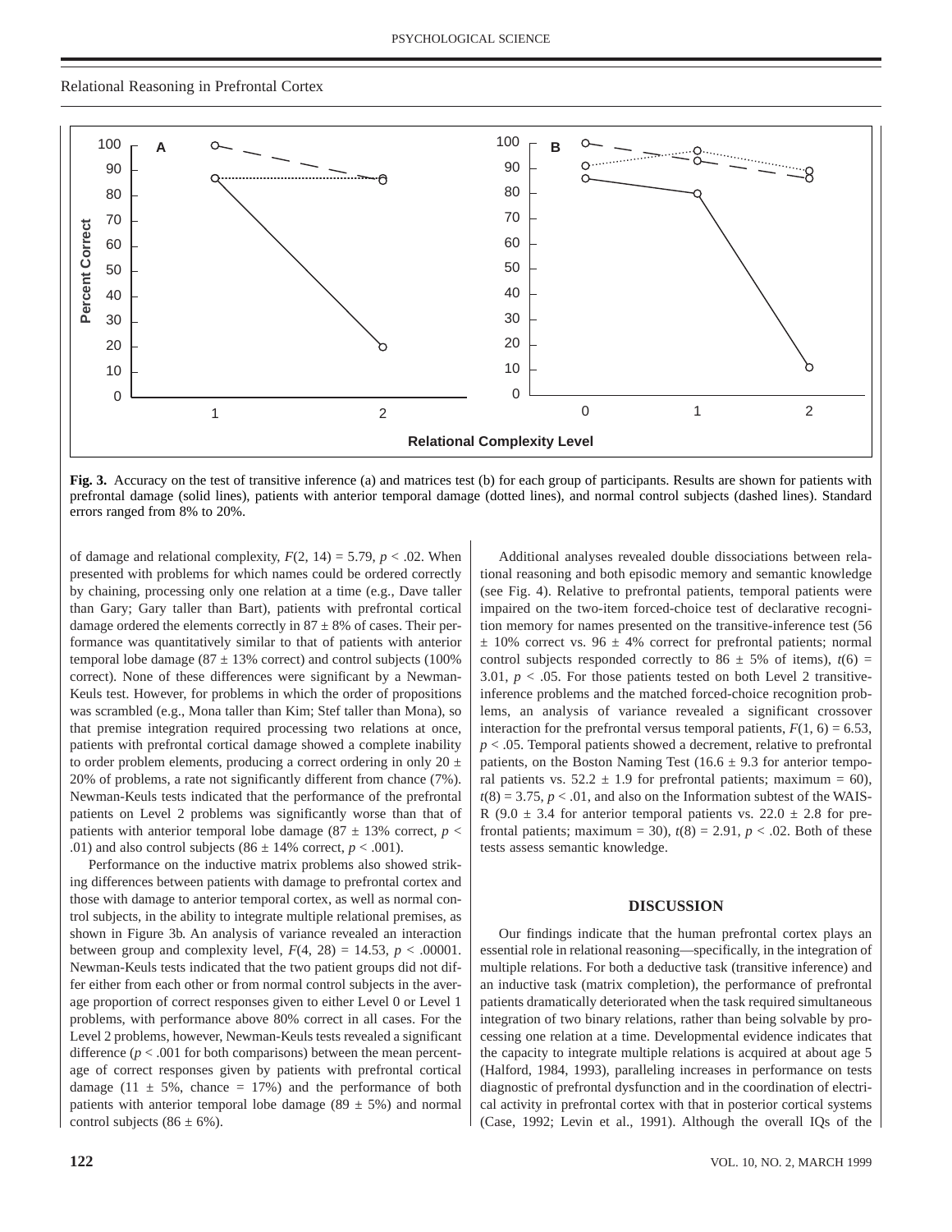**Fig. 3.** Accuracy on the test of transitive inference (a) and matrices test (b) for each group of participants. Results are shown for patients with prefrontal damage (solid lines), patients with anterior temporal damage (dotted lines), and normal control subjects (dashed lines). Standard errors ranged from 8% to 20%.

of damage and relational complexity, $F(2, 14) = 5.79$, $p < .02$. When presented with problems for which names could be ordered correctly by chaining, processing only one relation at a time (e.g., Dave taller than Gary; Gary taller than Bart), patients with prefrontal cortical damage ordered the elements correctly in $87 \pm 8\%$ of cases. Their performance was quantitatively similar to that of patients with anterior temporal lobe damage ($87 \pm 13\%$ correct) and control subjects (100% correct). None of these differences were significant by a Newman-Keuls test. However, for problems in which the order of propositions was scrambled (e.g., Mona taller than Kim; Stef taller than Mona), so that premise integration required processing two relations at once, patients with prefrontal cortical damage showed a complete inability to order problem elements, producing a correct ordering in only $20 \pm 20\%$ of problems, a rate not significantly different from chance (7%). Newman-Keuls tests indicated that the performance of the prefrontal patients on Level 2 problems was significantly worse than that of patients with anterior temporal lobe damage ($87 \pm 13\%$ correct, $p < .01$) and also control subjects ($86 \pm 14\%$ correct, $p < .001$).

Performance on the inductive matrix problems also showed striking differences between patients with damage to prefrontal cortex and those with damage to anterior temporal cortex, as well as normal control subjects, in the ability to integrate multiple relational premises, as shown in Figure 3b. An analysis of variance revealed an interaction between group and complexity level, $F(4, 28) = 14.53$, $p < .00001$. Newman-Keuls tests indicated that the two patient groups did not differ either from each other or from normal control subjects in the average proportion of correct responses given to either Level 0 or Level 1 problems, with performance above 80% correct in all cases. For the Level 2 problems, however, Newman-Keuls tests revealed a significant difference ($p < .001$ for both comparisons) between the mean percentage of correct responses given by patients with prefrontal cortical damage ($11 \pm 5\%$, chance = 17%) and the performance of both patients with anterior temporal lobe damage ($89 \pm 5\%$) and normal control subjects ($86 \pm 6\%$).

Additional analyses revealed double dissociations between relational reasoning and both episodic memory and semantic knowledge (see Fig. 4). Relative to prefrontal patients, temporal patients were impaired on the two-item forced-choice test of declarative recognition memory for names presented on the transitive-inference test ($56 \pm 10\%$ correct vs. $96 \pm 4\%$ correct for prefrontal patients; normal control subjects responded correctly to $86 \pm 5\%$ of items), $t(6) = 3.01$, $p < .05$. For those patients tested on both Level 2 transitive-inference problems and the matched forced-choice recognition problems, an analysis of variance revealed a significant crossover interaction for the prefrontal versus temporal patients, $F(1, 6) = 6.53$, $p < .05$. Temporal patients showed a decrement, relative to prefrontal patients, on the Boston Naming Test ($16.6 \pm 9.3$ for anterior temporal patients vs. $52.2 \pm 1.9$ for prefrontal patients; maximum = 60), $t(8) = 3.75$, $p < .01$, and also on the Information subtest of the WAIS-R ($9.0 \pm 3.4$ for anterior temporal patients vs. $22.0 \pm 2.8$ for prefrontal patients; maximum = 30), $t(8) = 2.91$, $p < .02$. Both of these tests assess semantic knowledge.

## DISCUSSION

Our findings indicate that the human prefrontal cortex plays an essential role in relational reasoning—specifically, in the integration of multiple relations. For both a deductive task (transitive inference) and an inductive task (matrix completion), the performance of prefrontal patients dramatically deteriorated when the task required simultaneous integration of two binary relations, rather than being solvable by processing one relation at a time. Developmental evidence indicates that the capacity to integrate multiple relations is acquired at about age 5 (Halford, 1984, 1993), paralleling increases in performance on tests diagnostic of prefrontal dysfunction and in the coordination of electrical activity in prefrontal cortex with that in posterior cortical systems (Case, 1992; Levin et al., 1991). Although the overall IQs of the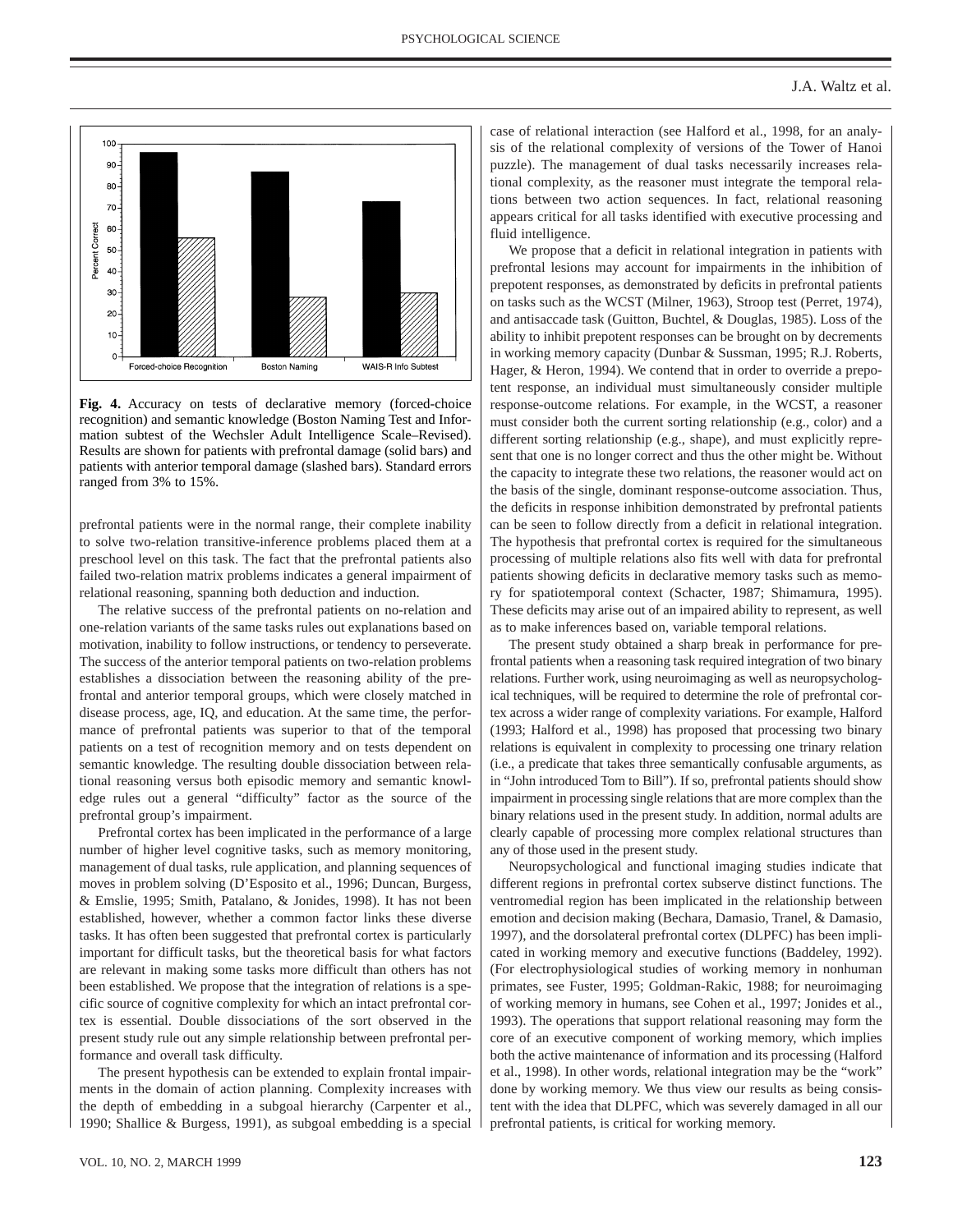100
90
80
70
60
50
40
30
20
10
0
Percent Correct
Forced-choice Recognition
Boston Naming
WAIS-R Info Subtest

**Fig. 4.** Accuracy on tests of declarative memory (forced-choice recognition) and semantic knowledge (Boston Naming Test and Information subtest of the Wechsler Adult Intelligence Scale–Revised). Results are shown for patients with prefrontal damage (solid bars) and patients with anterior temporal damage (slashed bars). Standard errors ranged from 3% to 15%.

prefrontal patients were in the normal range, their complete inability to solve two-relation transitive-inference problems placed them at a preschool level on this task. The fact that the prefrontal patients also failed two-relation matrix problems indicates a general impairment of relational reasoning, spanning both deduction and induction.

The relative success of the prefrontal patients on no-relation and one-relation variants of the same tasks rules out explanations based on motivation, inability to follow instructions, or tendency to perseverate. The success of the anterior temporal patients on two-relation problems establishes a dissociation between the reasoning ability of the prefrontal and anterior temporal groups, which were closely matched in disease process, age, IQ, and education. At the same time, the performance of prefrontal patients was superior to that of the temporal patients on a test of recognition memory and on tests dependent on semantic knowledge. The resulting double dissociation between relational reasoning versus both episodic memory and semantic knowledge rules out a general "difficulty" factor as the source of the prefrontal group's impairment.

Prefrontal cortex has been implicated in the performance of a large number of higher level cognitive tasks, such as memory monitoring, management of dual tasks, rule application, and planning sequences of moves in problem solving (D'Esposito et al., 1996; Duncan, Burgess, & Emslie, 1995; Smith, Patalano, & Jonides, 1998). It has not been established, however, whether a common factor links these diverse tasks. It has often been suggested that prefrontal cortex is particularly important for difficult tasks, but the theoretical basis for what factors are relevant in making some tasks more difficult than others has not been established. We propose that the integration of relations is a specific source of cognitive complexity for which an intact prefrontal cortex is essential. Double dissociations of the sort observed in the present study rule out any simple relationship between prefrontal performance and overall task difficulty.

The present hypothesis can be extended to explain frontal impairments in the domain of action planning. Complexity increases with the depth of embedding in a subgoal hierarchy (Carpenter et al., 1990; Shallice & Burgess, 1991), as subgoal embedding is a special case of relational interaction (see Halford et al., 1998, for an analysis of the relational complexity of versions of the Tower of Hanoi puzzle). The management of dual tasks necessarily increases relational complexity, as the reasoner must integrate the temporal relations between two action sequences. In fact, relational reasoning appears critical for all tasks identified with executive processing and fluid intelligence.

We propose that a deficit in relational integration in patients with prefrontal lesions may account for impairments in the inhibition of prepotent responses, as demonstrated by deficits in prefrontal patients on tasks such as the WCST (Milner, 1963), Stroop test (Perret, 1974), and antisaccade task (Guitton, Buchtel, & Douglas, 1985). Loss of the ability to inhibit prepotent responses can be brought on by decrements in working memory capacity (Dunbar & Sussman, 1995; R.J. Roberts, Hager, & Heron, 1994). We contend that in order to override a prepotent response, an individual must simultaneously consider multiple response-outcome relations. For example, in the WCST, a reasoner must consider both the current sorting relationship (e.g., color) and a different sorting relationship (e.g., shape), and must explicitly represent that one is no longer correct and thus the other might be. Without the capacity to integrate these two relations, the reasoner would act on the basis of the single, dominant response-outcome association. Thus, the deficits in response inhibition demonstrated by prefrontal patients can be seen to follow directly from a deficit in relational integration. The hypothesis that prefrontal cortex is required for the simultaneous processing of multiple relations also fits well with data for prefrontal patients showing deficits in declarative memory tasks such as memory for spatiotemporal context (Schacter, 1987; Shimamura, 1995). These deficits may arise out of an impaired ability to represent, as well as to make inferences based on, variable temporal relations.

The present study obtained a sharp break in performance for prefrontal patients when a reasoning task required integration of two binary relations. Further work, using neuroimaging as well as neuropsychological techniques, will be required to determine the role of prefrontal cortex across a wider range of complexity variations. For example, Halford (1993; Halford et al., 1998) has proposed that processing two binary relations is equivalent in complexity to processing one trinary relation (i.e., a predicate that takes three semantically confusable arguments, as in "John introduced Tom to Bill"). If so, prefrontal patients should show impairment in processing single relations that are more complex than the binary relations used in the present study. In addition, normal adults are clearly capable of processing more complex relational structures than any of those used in the present study.

Neuropsychological and functional imaging studies indicate that different regions in prefrontal cortex subserve distinct functions. The ventromedial region has been implicated in the relationship between emotion and decision making (Bechara, Damasio, Tranel, & Damasio, 1997), and the dorsolateral prefrontal cortex (DLPFC) has been implicated in working memory and executive functions (Baddeley, 1992). (For electrophysiological studies of working memory in nonhuman primates, see Fuster, 1995; Goldman-Rakic, 1988; for neuroimaging of working memory in humans, see Cohen et al., 1997; Jonides et al., 1993). The operations that support relational reasoning may form the core of an executive component of working memory, which implies both the active maintenance of information and its processing (Halford et al., 1998). In other words, relational integration may be the "work" done by working memory. We thus view our results as being consistent with the idea that DLPFC, which was severely damaged in all our prefrontal patients, is critical for working memory.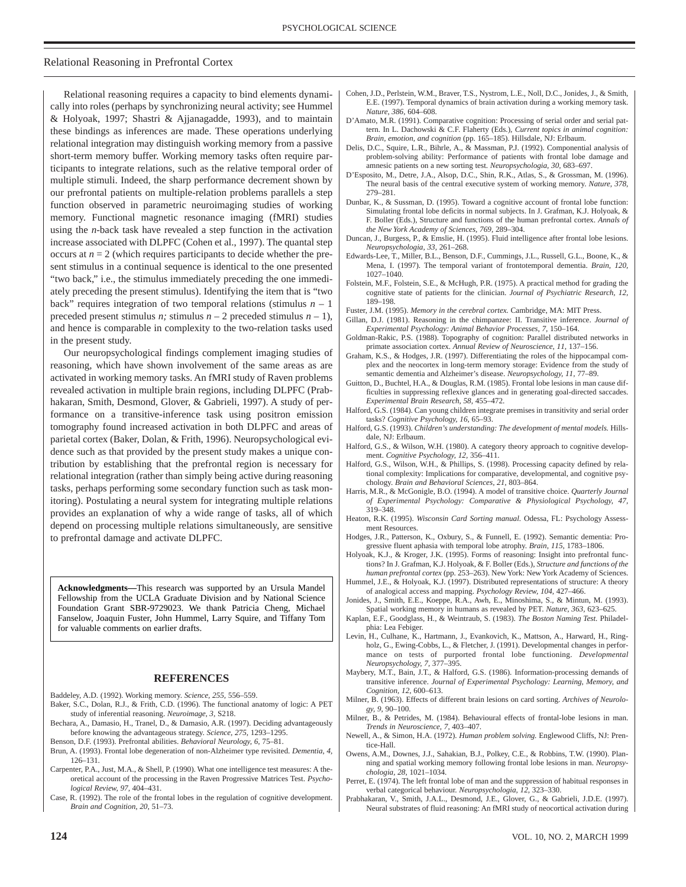Relational reasoning requires a capacity to bind elements dynamically into roles (perhaps by synchronizing neural activity; see Hummel & Holyoak, 1997; Shastri & Ajjanagadde, 1993), and to maintain these bindings as inferences are made. These operations underlying relational integration may distinguish working memory from a passive short-term memory buffer. Working memory tasks often require participants to integrate relations, such as the relative temporal order of multiple stimuli. Indeed, the sharp performance decrement shown by our prefrontal patients on multiple-relation problems parallels a step function observed in parametric neuroimaging studies of working memory. Functional magnetic resonance imaging (fMRI) studies using the *n*-back task have revealed a step function in the activation increase associated with DLPFC (Cohen et al., 1997). The quantal step occurs at $n = 2$ (which requires participants to decide whether the present stimulus in a continual sequence is identical to the one presented "two back," i.e., the stimulus immediately preceding the one immediately preceding the present stimulus). Identifying the item that is "two back" requires integration of two temporal relations (stimulus $n - 1$ preceded present stimulus $n$; stimulus $n - 2$ preceded stimulus $n - 1$), and hence is comparable in complexity to the two-relation tasks used in the present study.

Our neuropsychological findings complement imaging studies of reasoning, which have shown involvement of the same areas as are activated in working memory tasks. An fMRI study of Raven problems revealed activation in multiple brain regions, including DLPFC (Prabhakaran, Smith, Desmond, Glover, & Gabrieli, 1997). A study of performance on a transitive-inference task using positron emission tomography found increased activation in both DLPFC and areas of parietal cortex (Baker, Dolan, & Frith, 1996). Neuropsychological evidence such as that provided by the present study makes a unique contribution by establishing that the prefrontal region is necessary for relational integration (rather than simply being active during reasoning tasks, perhaps performing some secondary function such as task monitoring). Postulating a neural system for integrating multiple relations provides an explanation of why a wide range of tasks, all of which depend on processing multiple relations simultaneously, are sensitive to prefrontal damage and activate DLPFC.

**Acknowledgments—**This research was supported by an Ursula Mandel Fellowship from the UCLA Graduate Division and by National Science Foundation Grant SBR-9729023. We thank Patricia Cheng, Michael Fanselow, Joaquin Fuster, John Hummel, Larry Squire, and Tiffany Tom for valuable comments on earlier drafts.

## REFERENCES

Baddeley, A.D. (1992). Working memory. *Science, 255,* 556–559.

Baker, S.C., Dolan, R.J., & Frith, C.D. (1996). The functional anatomy of logic: A PET study of inferential reasoning. *Neuroimage, 3,* S218.

Bechara, A., Damasio, H., Tranel, D., & Damasio, A.R. (1997). Deciding advantageously before knowing the advantageous strategy. *Science, 275,* 1293–1295.

Benson, D.F. (1993). Prefrontal abilities. *Behavioral Neurology, 6,* 75–81.

Brun, A. (1993). Frontal lobe degeneration of non-Alzheimer type revisited. *Dementia, 4,* 126–131.

Carpenter, P.A., Just, M.A., & Shell, P. (1990). What one intelligence test measures: A theoretical account of the processing in the Raven Progressive Matrices Test. *Psychological Review, 97,* 404–431.

Case, R. (1992). The role of the frontal lobes in the regulation of cognitive development. *Brain and Cognition, 20,* 51–73.

Cohen, J.D., Perlstein, W.M., Braver, T.S., Nystrom, L.E., Noll, D.C., Jonides, J., & Smith, E.E. (1997). Temporal dynamics of brain activation during a working memory task. *Nature, 386,* 604–608.

D'Amato, M.R. (1991). Comparative cognition: Processing of serial order and serial pattern. In L. Dachowski & C.F. Flaherty (Eds.), *Current topics in animal cognition: Brain, emotion, and cognition* (pp. 165–185). Hillsdale, NJ: Erlbaum.

Delis, D.C., Squire, L.R., Bihrle, A., & Massman, P.J. (1992). Componential analysis of problem-solving ability: Performance of patients with frontal lobe damage and amnesic patients on a new sorting test. *Neuropsychologia, 30,* 683–697.

D'Esposito, M., Detre, J.A., Alsop, D.C., Shin, R.K., Atlas, S., & Grossman, M. (1996). The neural basis of the central executive system of working memory. *Nature, 378,* 279–281.

Dunbar, K., & Sussman, D. (1995). Toward a cognitive account of frontal lobe function: Simulating frontal lobe deficits in normal subjects. In J. Grafman, K.J. Holyoak, & F. Boller (Eds.), Structure and functions of the human prefrontal cortex. *Annals of the New York Academy of Sciences, 769,* 289–304.

Duncan, J., Burgess, P., & Emslie, H. (1995). Fluid intelligence after frontal lobe lesions. *Neuropsychologia, 33,* 261–268.

Edwards-Lee, T., Miller, B.L., Benson, D.F., Cummings, J.L., Russell, G.L., Boone, K., & Mena, I. (1997). The temporal variant of frontotemporal dementia. *Brain, 120,* 1027–1040.

Folstein, M.F., Folstein, S.E., & McHugh, P.R. (1975). A practical method for grading the cognitive state of patients for the clinician. *Journal of Psychiatric Research, 12,* 189–198.

Fuster, J.M. (1995). *Memory in the cerebral cortex.* Cambridge, MA: MIT Press.

Gillan, D.J. (1981). Reasoning in the chimpanzee: II. Transitive inference. *Journal of Experimental Psychology: Animal Behavior Processes, 7,* 150–164.

Goldman-Rakic, P.S. (1988). Topography of cognition: Parallel distributed networks in primate association cortex. *Annual Review of Neuroscience, 11,* 137–156.

Graham, K.S., & Hodges, J.R. (1997). Differentiating the roles of the hippocampal complex and the neocortex in long-term memory storage: Evidence from the study of semantic dementia and Alzheimer's disease. *Neuropsychology, 11,* 77–89.

Guitton, D., Buchtel, H.A., & Douglas, R.M. (1985). Frontal lobe lesions in man cause difficulties in suppressing reflexive glances and in generating goal-directed saccades. *Experimental Brain Research, 58,* 455–472.

Halford, G.S. (1984). Can young children integrate premises in transitivity and serial order tasks? *Cognitive Psychology, 16,* 65–93.

Halford, G.S. (1993). *Children's understanding: The development of mental models.* Hillsdale, NJ: Erlbaum.

Halford, G.S., & Wilson, W.H. (1980). A category theory approach to cognitive development. *Cognitive Psychology, 12,* 356–411.

Halford, G.S., Wilson, W.H., & Phillips, S. (1998). Processing capacity defined by relational complexity: Implications for comparative, developmental, and cognitive psychology. *Brain and Behavioral Sciences, 21,* 803–864.

Harris, M.R., & McGonigle, B.O. (1994). A model of transitive choice. *Quarterly Journal of Experimental Psychology: Comparative & Physiological Psychology, 47,* 319–348.

Heaton, R.K. (1995). *Wisconsin Card Sorting manual.* Odessa, FL: Psychology Assessment Resources.

Hodges, J.R., Patterson, K., Oxbury, S., & Funnell, E. (1992). Semantic dementia: Progressive fluent aphasia with temporal lobe atrophy. *Brain, 115,* 1783–1806.

Holyoak, K.J., & Kroger, J.K. (1995). Forms of reasoning: Insight into prefrontal functions? In J. Grafman, K.J. Holyoak, & F. Boller (Eds.), *Structure and functions of the human prefrontal cortex* (pp. 253–263). New York: New York Academy of Sciences.

Hummel, J.E., & Holyoak, K.J. (1997). Distributed representations of structure: A theory of analogical access and mapping. *Psychology Review, 104,* 427–466.

Jonides, J., Smith, E.E., Koeppe, R.A., Awh, E., Minoshima, S., & Mintun, M. (1993). Spatial working memory in humans as revealed by PET. *Nature, 363,* 623–625.

Kaplan, E.F., Goodglass, H., & Weintraub, S. (1983). *The Boston Naming Test.* Philadelphia: Lea Febiger.

Levin, H., Culhane, K., Hartmann, J., Evankovich, K., Mattson, A., Harward, H., Ringholz, G., Ewing-Cobbs, L., & Fletcher, J. (1991). Developmental changes in performance on tests of purported frontal lobe functioning. *Developmental Neuropsychology, 7,* 377–395.

Maybery, M.T., Bain, J.T., & Halford, G.S. (1986). Information-processing demands of transitive inference. *Journal of Experimental Psychology: Learning, Memory, and Cognition, 12,* 600–613.

Milner, B. (1963). Effects of different brain lesions on card sorting. *Archives of Neurology, 9,* 90–100.

Milner, B., & Petrides, M. (1984). Behavioural effects of frontal-lobe lesions in man. *Trends in Neuroscience, 7,* 403–407.

Newell, A., & Simon, H.A. (1972). *Human problem solving.* Englewood Cliffs, NJ: Prentice-Hall.

Owens, A.M., Downes, J.J., Sahakian, B.J., Polkey, C.E., & Robbins, T.W. (1990). Planning and spatial working memory following frontal lobe lesions in man. *Neuropsychologia, 28,* 1021–1034.

Perret, E. (1974). The left frontal lobe of man and the suppression of habitual responses in verbal categorical behaviour. *Neuropsychologia, 12,* 323–330.

Prabhakaran, V., Smith, J.A.L., Desmond, J.E., Glover, G., & Gabrieli, J.D.E. (1997). Neural substrates of fluid reasoning: An fMRI study of neocortical activation during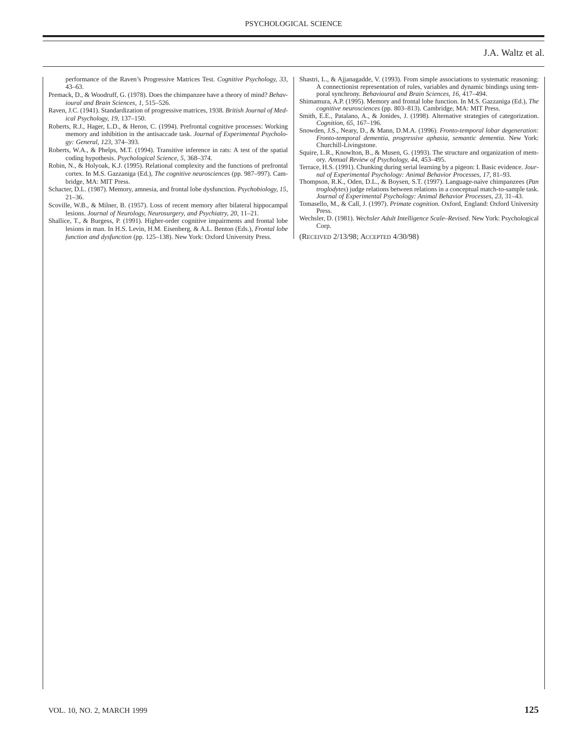performance of the Raven's Progressive Matrices Test. *Cognitive Psychology, 33,* 43–63.

Premack, D., & Woodruff, G. (1978). Does the chimpanzee have a theory of mind? *Behavioural and Brain Sciences, 1,* 515–526.

Raven, J.C. (1941). Standardization of progressive matrices, 1938. *British Journal of Medical Psychology, 19,* 137–150.

Roberts, R.J., Hager, L.D., & Heron, C. (1994). Prefrontal cognitive processes: Working memory and inhibition in the antisaccade task. *Journal of Experimental Psychology: General, 123,* 374–393.

Roberts, W.A., & Phelps, M.T. (1994). Transitive inference in rats: A test of the spatial coding hypothesis. *Psychological Science, 5,* 368–374.

Robin, N., & Holyoak, K.J. (1995). Relational complexity and the functions of prefrontal cortex. In M.S. Gazzaniga (Ed.), *The cognitive neurosciences* (pp. 987–997). Cambridge, MA: MIT Press.

Schacter, D.L. (1987). Memory, amnesia, and frontal lobe dysfunction. *Psychobiology, 15,* 21–36.

Scoville, W.B., & Milner, B. (1957). Loss of recent memory after bilateral hippocampal lesions. *Journal of Neurology, Neurosurgery, and Psychiatry, 20,* 11–21.

Shallice, T., & Burgess, P. (1991). Higher-order cognitive impairments and frontal lobe lesions in man. In H.S. Levin, H.M. Eisenberg, & A.L. Benton (Eds.), *Frontal lobe function and dysfunction* (pp. 125–138). New York: Oxford University Press.

Shastri, L., & Ajjanagadde, V. (1993). From simple associations to systematic reasoning: A connectionist representation of rules, variables and dynamic bindings using temporal synchrony. *Behavioural and Brain Sciences, 16,* 417–494.

Shimamura, A.P. (1995). Memory and frontal lobe function. In M.S. Gazzaniga (Ed.), *The cognitive neurosciences* (pp. 803–813). Cambridge, MA: MIT Press.

Smith, E.E., Patalano, A., & Jonides, J. (1998). Alternative strategies of categorization. *Cognition, 65,* 167–196.

Snowden, J.S., Neary, D., & Mann, D.M.A. (1996). *Fronto-temporal lobar degeneration: Fronto-temporal dementia, progressive aphasia, semantic dementia.* New York: Churchill-Livingstone.

Squire, L.R., Knowlton, B., & Musen, G. (1993). The structure and organization of memory. *Annual Review of Psychology, 44,* 453–495.

Terrace, H.S. (1991). Chunking during serial learning by a pigeon: I. Basic evidence. *Journal of Experimental Psychology: Animal Behavior Processes, 17,* 81–93.

Thompson, R.K., Oden, D.L., & Boysen, S.T. (1997). Language-naive chimpanzees (*Pan troglodytes*) judge relations between relations in a conceptual match-to-sample task. *Journal of Experimental Psychology: Animal Behavior Processes, 23,* 31–43.

Tomasello, M., & Call, J. (1997). *Primate cognition.* Oxford, England: Oxford University Press.

Wechsler, D. (1981). *Wechsler Adult Intelligence Scale–Revised.* New York: Psychological Corp.

(Received 2/13/98; Accepted 4/30/98)